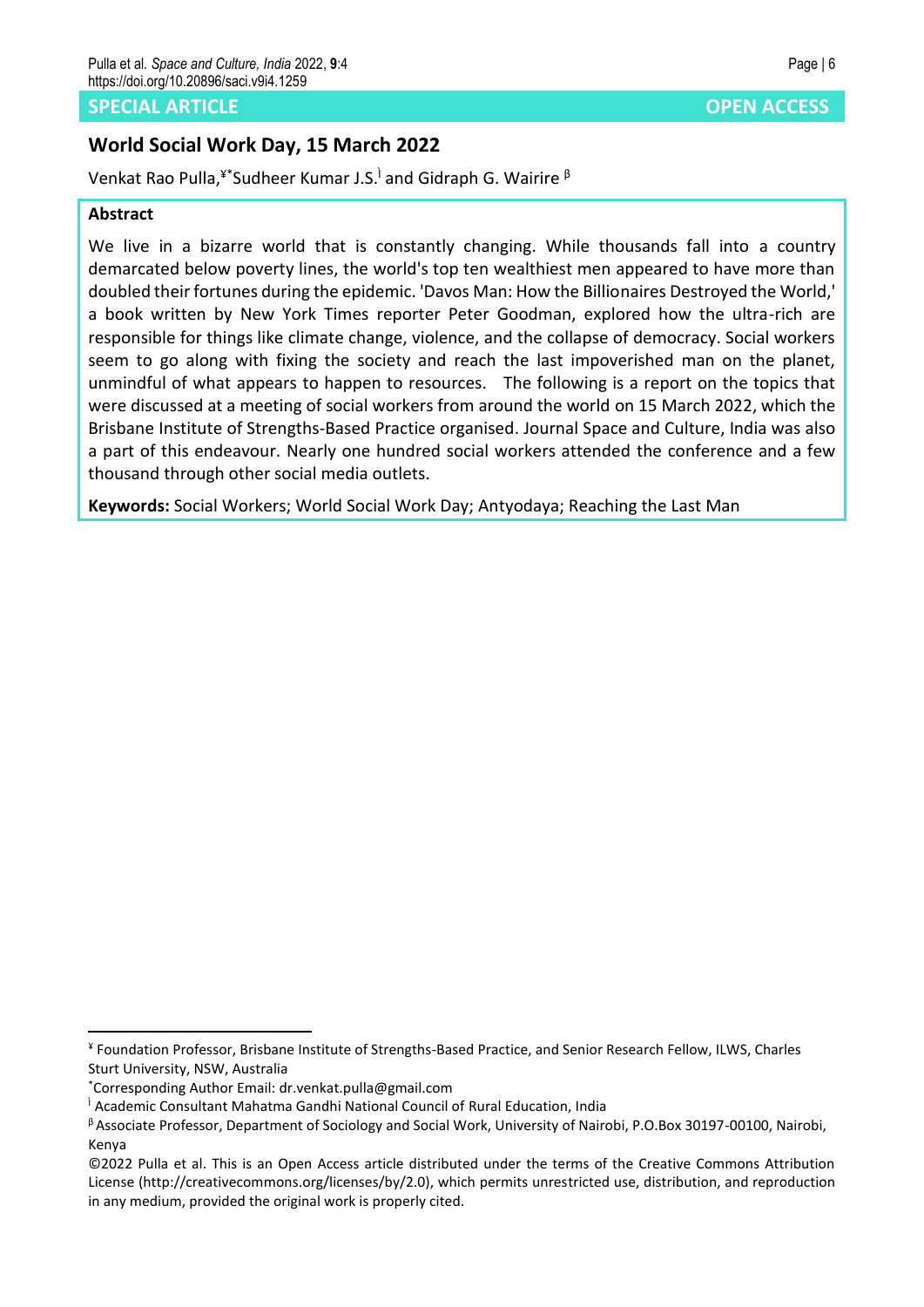**SPECIAL ARTICLE** **OPEN ACCESS**

# World Social Work Day, 15 March 2022

Venkat Rao Pulla,[¥*] Sudheer Kumar J.S.[ì] and Gidraph G. Wairire [β]

**Abstract**

We live in a bizarre world that is constantly changing. While thousands fall into a country demarcated below poverty lines, the world's top ten wealthiest men appeared to have more than doubled their fortunes during the epidemic. 'Davos Man: How the Billionaires Destroyed the World,' a book written by New York Times reporter Peter Goodman, explored how the ultra-rich are responsible for things like climate change, violence, and the collapse of democracy. Social workers seem to go along with fixing the society and reach the last impoverished man on the planet, unmindful of what appears to happen to resources. The following is a report on the topics that were discussed at a meeting of social workers from around the world on 15 March 2022, which the Brisbane Institute of Strengths-Based Practice organised. Journal Space and Culture, India was also a part of this endeavour. Nearly one hundred social workers attended the conference and a few thousand through other social media outlets.

**Keywords:** Social Workers; World Social Work Day; Antyodaya; Reaching the Last Man

---

[¥] Foundation Professor, Brisbane Institute of Strengths-Based Practice, and Senior Research Fellow, ILWS, Charles Sturt University, NSW, Australia

[*] Corresponding Author Email: dr.venkat.pulla@gmail.com

[ì] Academic Consultant Mahatma Gandhi National Council of Rural Education, India

[β] Associate Professor, Department of Sociology and Social Work, University of Nairobi, P.O.Box 30197-00100, Nairobi, Kenya

©2022 Pulla et al. This is an Open Access article distributed under the terms of the Creative Commons Attribution License (http://creativecommons.org/licenses/by/2.0), which permits unrestricted use, distribution, and reproduction in any medium, provided the original work is properly cited.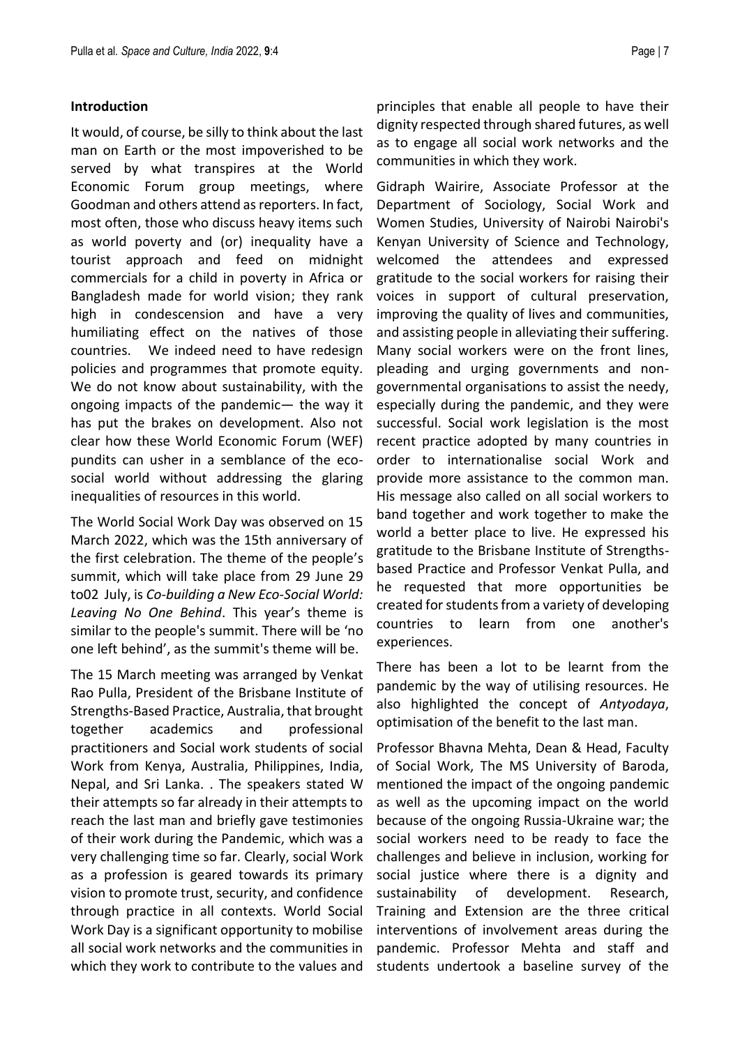**Introduction**

It would, of course, be silly to think about the last man on Earth or the most impoverished to be served by what transpires at the World Economic Forum group meetings, where Goodman and others attend as reporters. In fact, most often, those who discuss heavy items such as world poverty and (or) inequality have a tourist approach and feed on midnight commercials for a child in poverty in Africa or Bangladesh made for world vision; they rank high in condescension and have a very humiliating effect on the natives of those countries. We indeed need to have redesign policies and programmes that promote equity. We do not know about sustainability, with the ongoing impacts of the pandemic— the way it has put the brakes on development. Also not clear how these World Economic Forum (WEF) pundits can usher in a semblance of the eco-social world without addressing the glaring inequalities of resources in this world.

The World Social Work Day was observed on 15 March 2022, which was the 15th anniversary of the first celebration. The theme of the people's summit, which will take place from 29 June 29 to02 July, is *Co-building a New Eco-Social World: Leaving No One Behind*. This year's theme is similar to the people's summit. There will be 'no one left behind', as the summit's theme will be.

The 15 March meeting was arranged by Venkat Rao Pulla, President of the Brisbane Institute of Strengths-Based Practice, Australia, that brought together academics and professional practitioners and Social work students of social Work from Kenya, Australia, Philippines, India, Nepal, and Sri Lanka. . The speakers stated W their attempts so far already in their attempts to reach the last man and briefly gave testimonies of their work during the Pandemic, which was a very challenging time so far. Clearly, social Work as a profession is geared towards its primary vision to promote trust, security, and confidence through practice in all contexts. World Social Work Day is a significant opportunity to mobilise all social work networks and the communities in which they work to contribute to the values and principles that enable all people to have their dignity respected through shared futures, as well as to engage all social work networks and the communities in which they work.

Gidraph Wairire, Associate Professor at the Department of Sociology, Social Work and Women Studies, University of Nairobi Nairobi's Kenyan University of Science and Technology, welcomed the attendees and expressed gratitude to the social workers for raising their voices in support of cultural preservation, improving the quality of lives and communities, and assisting people in alleviating their suffering. Many social workers were on the front lines, pleading and urging governments and non-governmental organisations to assist the needy, especially during the pandemic, and they were successful. Social work legislation is the most recent practice adopted by many countries in order to internationalise social Work and provide more assistance to the common man. His message also called on all social workers to band together and work together to make the world a better place to live. He expressed his gratitude to the Brisbane Institute of Strengths-based Practice and Professor Venkat Pulla, and he requested that more opportunities be created for students from a variety of developing countries to learn from one another's experiences.

There has been a lot to be learnt from the pandemic by the way of utilising resources. He also highlighted the concept of *Antyodaya*, optimisation of the benefit to the last man.

Professor Bhavna Mehta, Dean & Head, Faculty of Social Work, The MS University of Baroda, mentioned the impact of the ongoing pandemic as well as the upcoming impact on the world because of the ongoing Russia-Ukraine war; the social workers need to be ready to face the challenges and believe in inclusion, working for social justice where there is a dignity and sustainability of development. Research, Training and Extension are the three critical interventions of involvement areas during the pandemic. Professor Mehta and staff and students undertook a baseline survey of the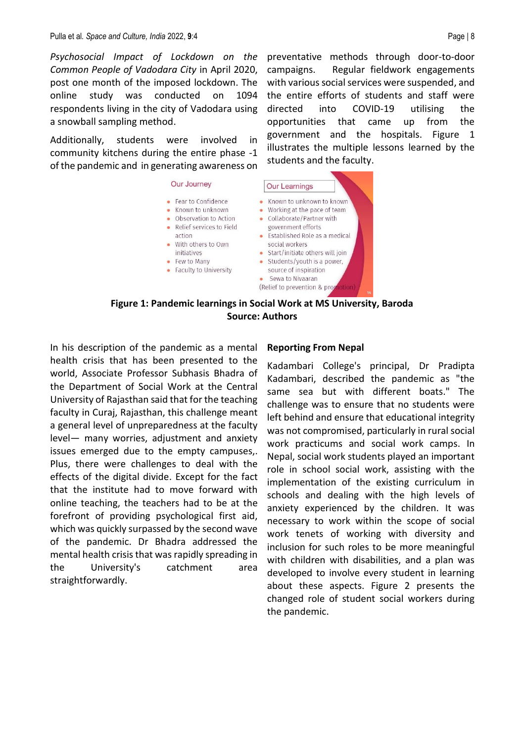*Psychosocial Impact of Lockdown on the Common People of Vadodara City* in April 2020, post one month of the imposed lockdown. The online study was conducted on 1094 respondents living in the city of Vadodara using a snowball sampling method.

Additionally, students were involved in community kitchens during the entire phase -1 of the pandemic and in generating awareness on preventative methods through door-to-door campaigns. Regular fieldwork engagements with various social services were suspended, and the entire efforts of students and staff were directed into COVID-19 utilising the opportunities that came up from the government and the hospitals. Figure 1 illustrates the multiple lessons learned by the students and the faculty.

Our Journey

- Fear to Confidence
- Known to unknown
- Observation to Action
- Relief services to Field action
- With others to Own initiatives
- Few to Many
- Faculty to University

Our Learnings

- Known to unknown to known
- Working at the pace of team
- Collaborate/Partner with government efforts
- Established Role as a medical social workers
- Start/initiate others will join
- Students/youth is a power, source of inspiration
- Sewa to Nivaaran

(Relief to prevention & promotion)

**Figure 1: Pandemic learnings in Social Work at MS University, Baroda**
**Source: Authors**

In his description of the pandemic as a mental health crisis that has been presented to the world, Associate Professor Subhasis Bhadra of the Department of Social Work at the Central University of Rajasthan said that for the teaching faculty in Curaj, Rajasthan, this challenge meant a general level of unpreparedness at the faculty level— many worries, adjustment and anxiety issues emerged due to the empty campuses,. Plus, there were challenges to deal with the effects of the digital divide. Except for the fact that the institute had to move forward with online teaching, the teachers had to be at the forefront of providing psychological first aid, which was quickly surpassed by the second wave of the pandemic. Dr Bhadra addressed the mental health crisis that was rapidly spreading in the University's catchment area straightforwardly.

**Reporting From Nepal**

Kadambari College's principal, Dr Pradipta Kadambari, described the pandemic as "the same sea but with different boats." The challenge was to ensure that no students were left behind and ensure that educational integrity was not compromised, particularly in rural social work practicums and social work camps. In Nepal, social work students played an important role in school social work, assisting with the implementation of the existing curriculum in schools and dealing with the high levels of anxiety experienced by the children. It was necessary to work within the scope of social work tenets of working with diversity and inclusion for such roles to be more meaningful with children with disabilities, and a plan was developed to involve every student in learning about these aspects. Figure 2 presents the changed role of student social workers during the pandemic.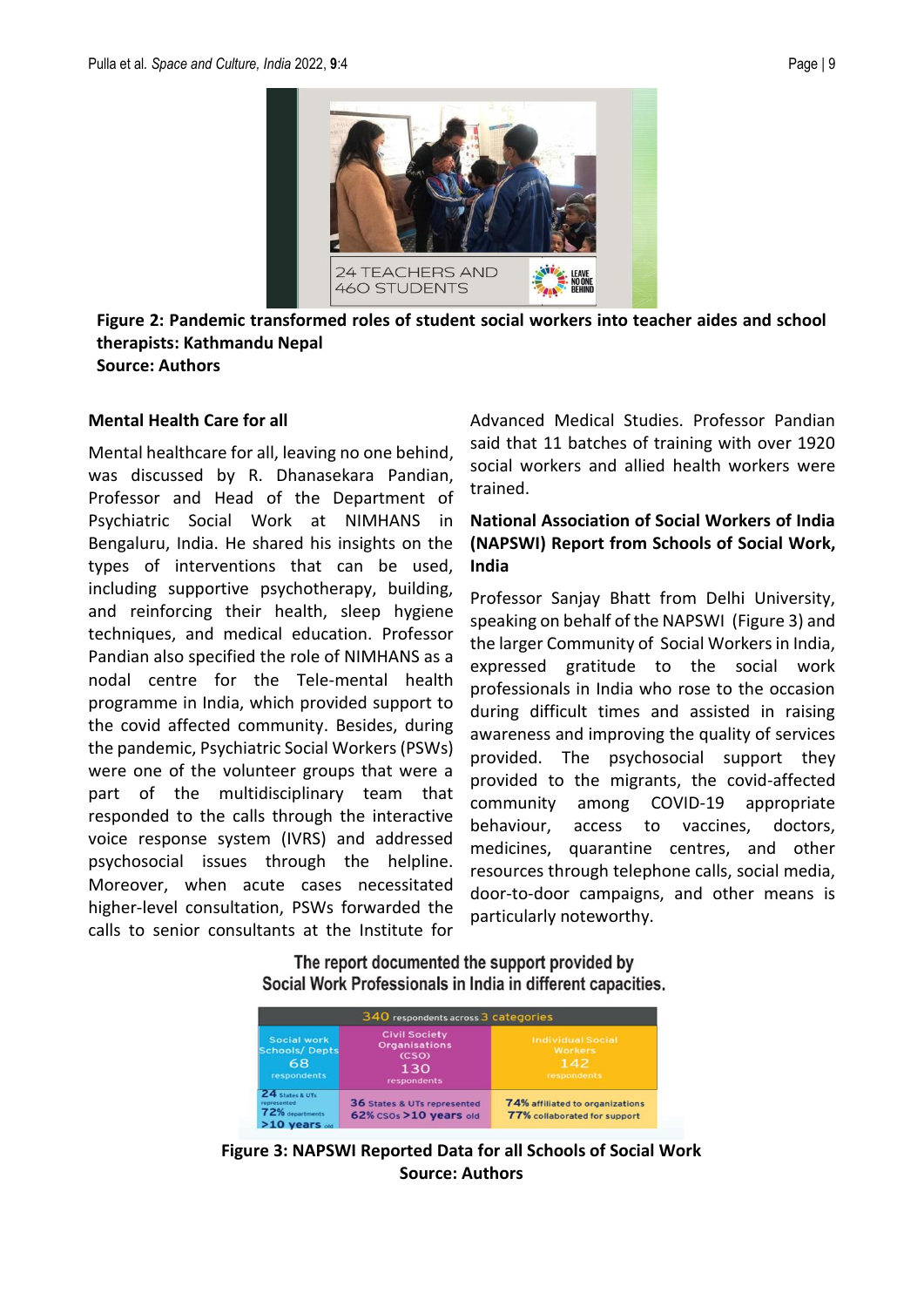**Figure 2: Pandemic transformed roles of student social workers into teacher aides and school therapists: Kathmandu Nepal**
**Source: Authors**

**Mental Health Care for all**

Mental healthcare for all, leaving no one behind, was discussed by R. Dhanasekara Pandian, Professor and Head of the Department of Psychiatric Social Work at NIMHANS in Bengaluru, India. He shared his insights on the types of interventions that can be used, including supportive psychotherapy, building, and reinforcing their health, sleep hygiene techniques, and medical education. Professor Pandian also specified the role of NIMHANS as a nodal centre for the Tele-mental health programme in India, which provided support to the covid affected community. Besides, during the pandemic, Psychiatric Social Workers (PSWs) were one of the volunteer groups that were a part of the multidisciplinary team that responded to the calls through the interactive voice response system (IVRS) and addressed psychosocial issues through the helpline. Moreover, when acute cases necessitated higher-level consultation, PSWs forwarded the calls to senior consultants at the Institute for Advanced Medical Studies. Professor Pandian said that 11 batches of training with over 1920 social workers and allied health workers were trained.

**National Association of Social Workers of India (NAPSWI) Report from Schools of Social Work, India**

Professor Sanjay Bhatt from Delhi University, speaking on behalf of the NAPSWI (Figure 3) and the larger Community of Social Workers in India, expressed gratitude to the social work professionals in India who rose to the occasion during difficult times and assisted in raising awareness and improving the quality of services provided. The psychosocial support they provided to the migrants, the covid-affected community among COVID-19 appropriate behaviour, access to vaccines, doctors, medicines, quarantine centres, and other resources through telephone calls, social media, door-to-door campaigns, and other means is particularly noteworthy.

The report documented the support provided by Social Work Professionals in India in different capacities.

| 340 respondents across 3 categories | | |
|---|---|---|
| Social work Schools/ Depts 68 respondents | Civil Society Organisations (CSO) 130 respondents | Individual Social Workers 142 respondents |
| 24 States & UTs represented 72% departments >10 years old | 36 States & UTs represented 62% CSOs >10 years old | 74% affiliated to organizations 77% collaborated for support |

**Figure 3: NAPSWI Reported Data for all Schools of Social Work**
**Source: Authors**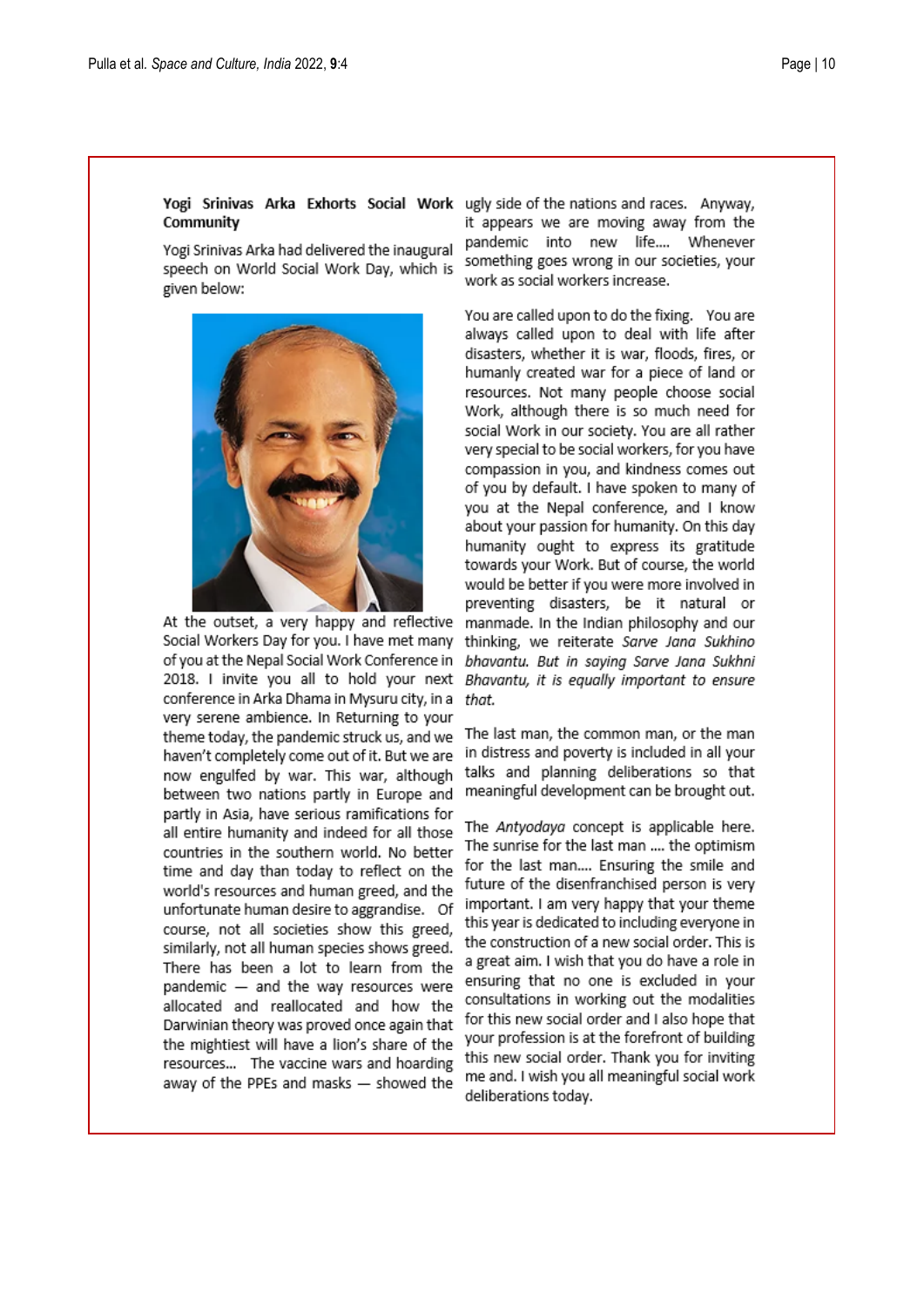**Yogi Srinivas Arka Exhorts Social Work Community**

Yogi Srinivas Arka had delivered the inaugural speech on World Social Work Day, which is given below:

At the outset, a very happy and reflective Social Workers Day for you. I have met many of you at the Nepal Social Work Conference in 2018. I invite you all to hold your next conference in Arka Dhama in Mysuru city, in a very serene ambience. In Returning to your theme today, the pandemic struck us, and we haven't completely come out of it. But we are now engulfed by war. This war, although between two nations partly in Europe and partly in Asia, have serious ramifications for all entire humanity and indeed for all those countries in the southern world. No better time and day than today to reflect on the world's resources and human greed, and the unfortunate human desire to aggrandise. Of course, not all societies show this greed, similarly, not all human species shows greed. There has been a lot to learn from the pandemic — and the way resources were allocated and reallocated and how the Darwinian theory was proved once again that the mightiest will have a lion's share of the resources... The vaccine wars and hoarding away of the PPEs and masks — showed the ugly side of the nations and races. Anyway, it appears we are moving away from the pandemic into new life.... Whenever something goes wrong in our societies, your work as social workers increase.

You are called upon to do the fixing. You are always called upon to deal with life after disasters, whether it is war, floods, fires, or humanly created war for a piece of land or resources. Not many people choose social Work, although there is so much need for social Work in our society. You are all rather very special to be social workers, for you have compassion in you, and kindness comes out of you by default. I have spoken to many of you at the Nepal conference, and I know about your passion for humanity. On this day humanity ought to express its gratitude towards your Work. But of course, the world would be better if you were more involved in preventing disasters, be it natural or manmade. In the Indian philosophy and our thinking, we reiterate *Sarve Jana Sukhino bhavantu. But in saying Sarve Jana Sukhni Bhavantu, it is equally important to ensure that.*

The last man, the common man, or the man in distress and poverty is included in all your talks and planning deliberations so that meaningful development can be brought out.

The *Antyodaya* concept is applicable here. The sunrise for the last man .... the optimism for the last man.... Ensuring the smile and future of the disenfranchised person is very important. I am very happy that your theme this year is dedicated to including everyone in the construction of a new social order. This is a great aim. I wish that you do have a role in ensuring that no one is excluded in your consultations in working out the modalities for this new social order and I also hope that your profession is at the forefront of building this new social order. Thank you for inviting me and. I wish you all meaningful social work deliberations today.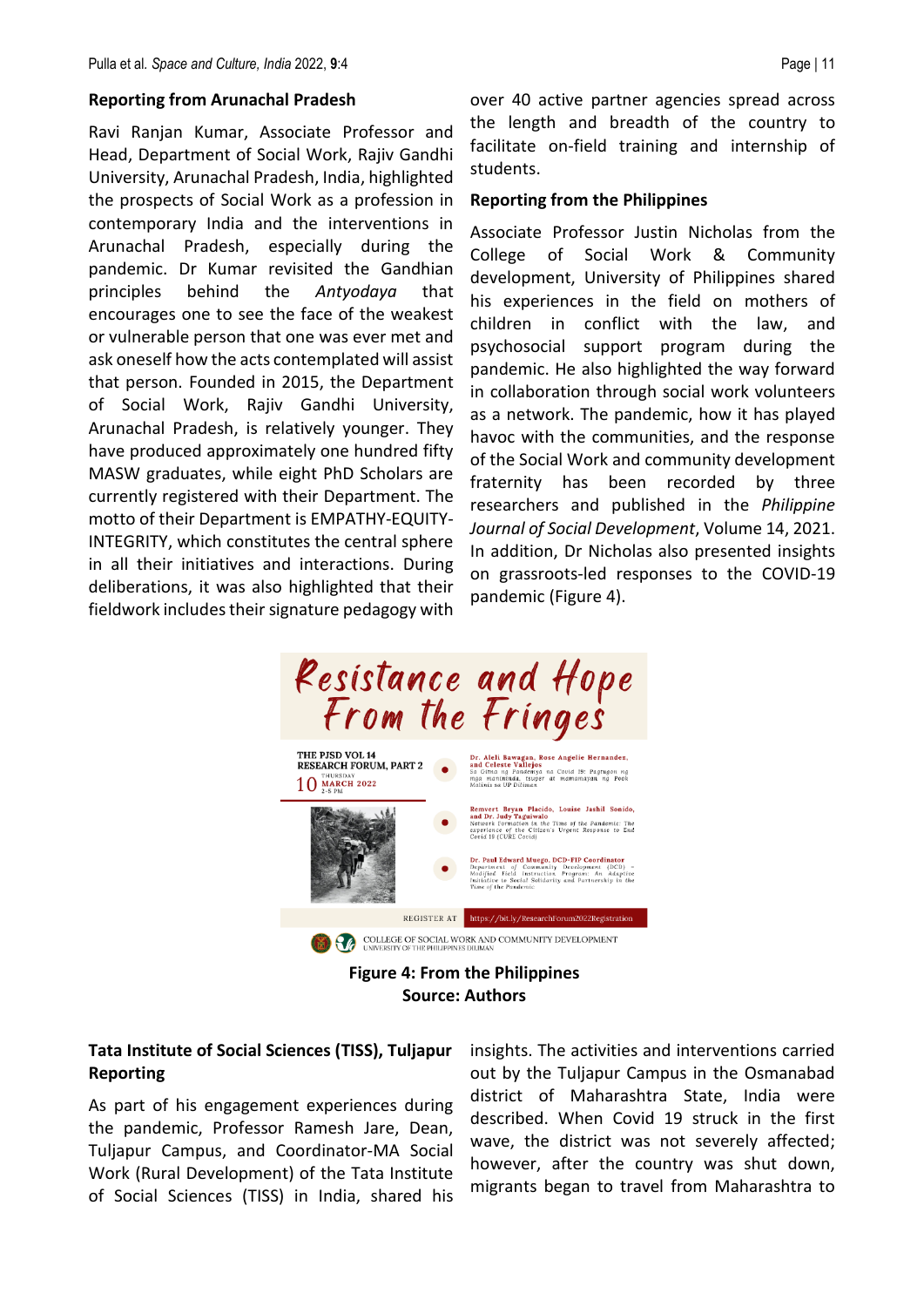## Reporting from Arunachal Pradesh

Ravi Ranjan Kumar, Associate Professor and Head, Department of Social Work, Rajiv Gandhi University, Arunachal Pradesh, India, highlighted the prospects of Social Work as a profession in contemporary India and the interventions in Arunachal Pradesh, especially during the pandemic. Dr Kumar revisited the Gandhian principles behind the *Antyodaya* that encourages one to see the face of the weakest or vulnerable person that one was ever met and ask oneself how the acts contemplated will assist that person. Founded in 2015, the Department of Social Work, Rajiv Gandhi University, Arunachal Pradesh, is relatively younger. They have produced approximately one hundred fifty MASW graduates, while eight PhD Scholars are currently registered with their Department. The motto of their Department is EMPATHY-EQUITY-INTEGRITY, which constitutes the central sphere in all their initiatives and interactions. During deliberations, it was also highlighted that their fieldwork includes their signature pedagogy with over 40 active partner agencies spread across the length and breadth of the country to facilitate on-field training and internship of students.

## Reporting from the Philippines

Associate Professor Justin Nicholas from the College of Social Work & Community development, University of Philippines shared his experiences in the field on mothers of children in conflict with the law, and psychosocial support program during the pandemic. He also highlighted the way forward in collaboration through social work volunteers as a network. The pandemic, how it has played havoc with the communities, and the response of the Social Work and community development fraternity has been recorded by three researchers and published in the *Philippine Journal of Social Development*, Volume 14, 2021. In addition, Dr Nicholas also presented insights on grassroots-led responses to the COVID-19 pandemic (Figure 4).

**Figure 4: From the Philippines**
**Source: Authors**

## Tata Institute of Social Sciences (TISS), Tuljapur Reporting

As part of his engagement experiences during the pandemic, Professor Ramesh Jare, Dean, Tuljapur Campus, and Coordinator-MA Social Work (Rural Development) of the Tata Institute of Social Sciences (TISS) in India, shared his insights. The activities and interventions carried out by the Tuljapur Campus in the Osmanabad district of Maharashtra State, India were described. When Covid 19 struck in the first wave, the district was not severely affected; however, after the country was shut down, migrants began to travel from Maharashtra to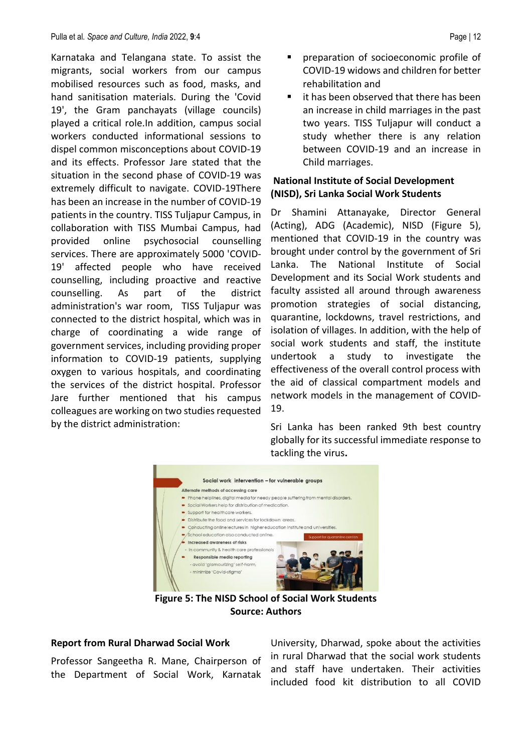Karnataka and Telangana state. To assist the migrants, social workers from our campus mobilised resources such as food, masks, and hand sanitisation materials. During the 'Covid 19', the Gram panchayats (village councils) played a critical role.In addition, campus social workers conducted informational sessions to dispel common misconceptions about COVID-19 and its effects. Professor Jare stated that the situation in the second phase of COVID-19 was extremely difficult to navigate. COVID-19There has been an increase in the number of COVID-19 patients in the country. TISS Tuljapur Campus, in collaboration with TISS Mumbai Campus, had provided online psychosocial counselling services. There are approximately 5000 'COVID-19' affected people who have received counselling, including proactive and reactive counselling. As part of the district administration's war room, TISS Tuljapur was connected to the district hospital, which was in charge of coordinating a wide range of government services, including providing proper information to COVID-19 patients, supplying oxygen to various hospitals, and coordinating the services of the district hospital. Professor Jare further mentioned that his campus colleagues are working on two studies requested by the district administration:

- preparation of socioeconomic profile of COVID-19 widows and children for better rehabilitation and
- it has been observed that there has been an increase in child marriages in the past two years. TISS Tuljapur will conduct a study whether there is any relation between COVID-19 and an increase in Child marriages.

**National Institute of Social Development (NISD), Sri Lanka Social Work Students**

Dr Shamini Attanayake, Director General (Acting), ADG (Academic), NISD (Figure 5), mentioned that COVID-19 in the country was brought under control by the government of Sri Lanka. The National Institute of Social Development and its Social Work students and faculty assisted all around through awareness promotion strategies of social distancing, quarantine, lockdowns, travel restrictions, and isolation of villages. In addition, with the help of social work students and staff, the institute undertook a study to investigate the effectiveness of the overall control process with the aid of classical compartment models and network models in the management of COVID-19.

Sri Lanka has been ranked 9th best country globally for its successful immediate response to tackling the virus**.**

**Figure 5: The NISD School of Social Work Students**
**Source: Authors**

**Report from Rural Dharwad Social Work**

Professor Sangeetha R. Mane, Chairperson of the Department of Social Work, Karnatak University, Dharwad, spoke about the activities in rural Dharwad that the social work students and staff have undertaken. Their activities included food kit distribution to all COVID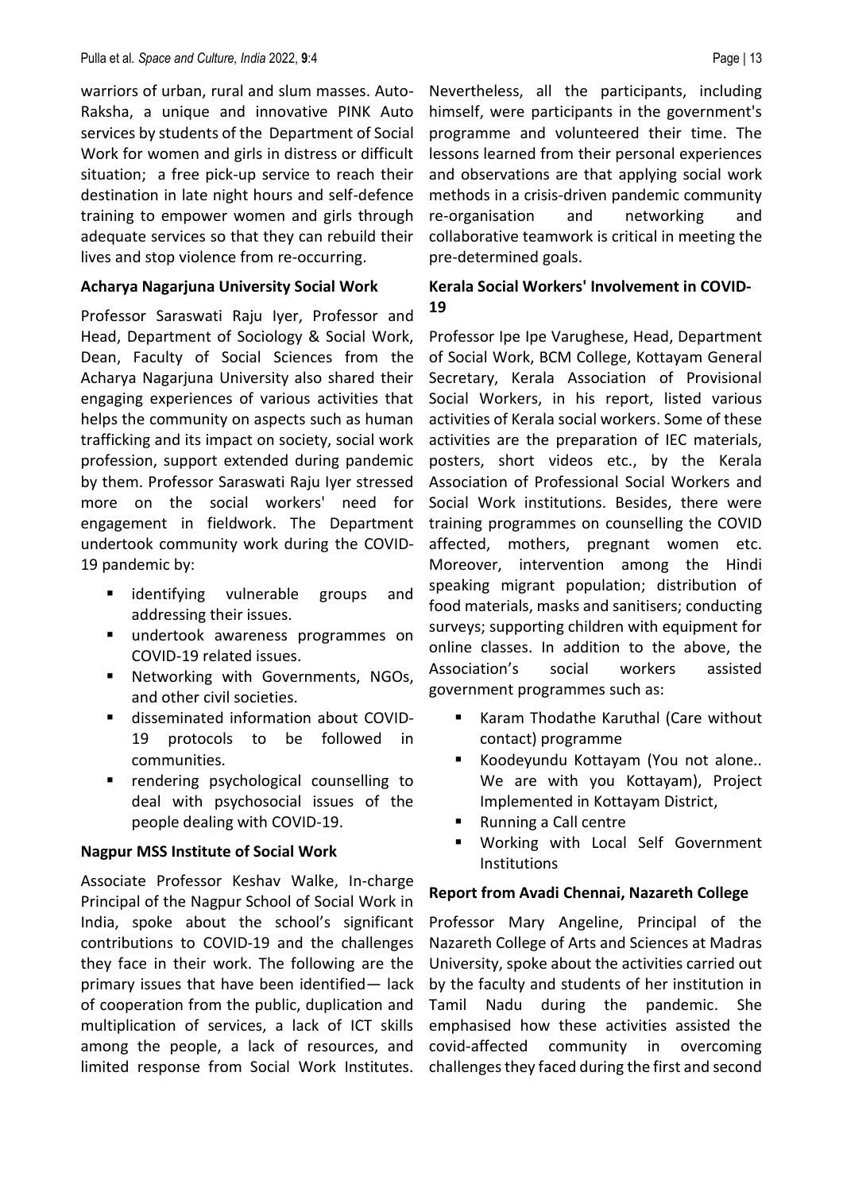warriors of urban, rural and slum masses. Auto-Raksha, a unique and innovative PINK Auto services by students of the Department of Social Work for women and girls in distress or difficult situation; a free pick-up service to reach their destination in late night hours and self-defence training to empower women and girls through adequate services so that they can rebuild their lives and stop violence from re-occurring.

**Acharya Nagarjuna University Social Work**

Professor Saraswati Raju Iyer, Professor and Head, Department of Sociology & Social Work, Dean, Faculty of Social Sciences from the Acharya Nagarjuna University also shared their engaging experiences of various activities that helps the community on aspects such as human trafficking and its impact on society, social work profession, support extended during pandemic by them. Professor Saraswati Raju Iyer stressed more on the social workers' need for engagement in fieldwork. The Department undertook community work during the COVID-19 pandemic by:

- identifying vulnerable groups and addressing their issues.
- undertook awareness programmes on COVID-19 related issues.
- Networking with Governments, NGOs, and other civil societies.
- disseminated information about COVID-19 protocols to be followed in communities.
- rendering psychological counselling to deal with psychosocial issues of the people dealing with COVID-19.

**Nagpur MSS Institute of Social Work**

Associate Professor Keshav Walke, In-charge Principal of the Nagpur School of Social Work in India, spoke about the school's significant contributions to COVID-19 and the challenges they face in their work. The following are the primary issues that have been identified— lack of cooperation from the public, duplication and multiplication of services, a lack of ICT skills among the people, a lack of resources, and limited response from Social Work Institutes. Nevertheless, all the participants, including himself, were participants in the government's programme and volunteered their time. The lessons learned from their personal experiences and observations are that applying social work methods in a crisis-driven pandemic community re-organisation and networking and collaborative teamwork is critical in meeting the pre-determined goals.

**Kerala Social Workers' Involvement in COVID-19**

Professor Ipe Ipe Varughese, Head, Department of Social Work, BCM College, Kottayam General Secretary, Kerala Association of Provisional Social Workers, in his report, listed various activities of Kerala social workers. Some of these activities are the preparation of IEC materials, posters, short videos etc., by the Kerala Association of Professional Social Workers and Social Work institutions. Besides, there were training programmes on counselling the COVID affected, mothers, pregnant women etc. Moreover, intervention among the Hindi speaking migrant population; distribution of food materials, masks and sanitisers; conducting surveys; supporting children with equipment for online classes. In addition to the above, the Association's social workers assisted government programmes such as:

- Karam Thodathe Karuthal (Care without contact) programme
- Koodeyundu Kottayam (You not alone.. We are with you Kottayam), Project Implemented in Kottayam District,
- Running a Call centre
- Working with Local Self Government Institutions

**Report from Avadi Chennai, Nazareth College**

Professor Mary Angeline, Principal of the Nazareth College of Arts and Sciences at Madras University, spoke about the activities carried out by the faculty and students of her institution in Tamil Nadu during the pandemic. She emphasised how these activities assisted the covid-affected community in overcoming challenges they faced during the first and second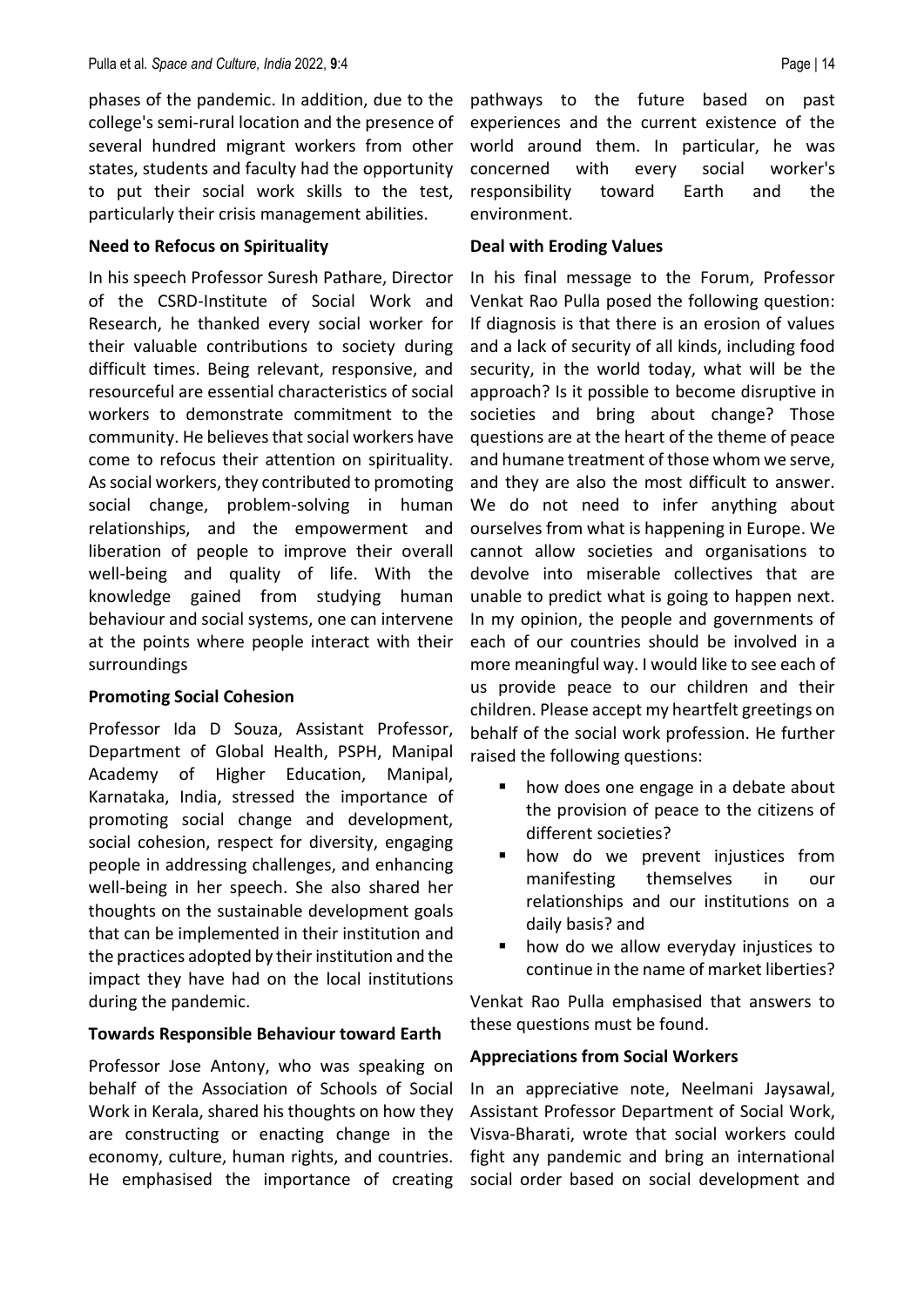phases of the pandemic. In addition, due to the college's semi-rural location and the presence of several hundred migrant workers from other states, students and faculty had the opportunity to put their social work skills to the test, particularly their crisis management abilities.

**Need to Refocus on Spirituality**

In his speech Professor Suresh Pathare, Director of the CSRD-Institute of Social Work and Research, he thanked every social worker for their valuable contributions to society during difficult times. Being relevant, responsive, and resourceful are essential characteristics of social workers to demonstrate commitment to the community. He believes that social workers have come to refocus their attention on spirituality. As social workers, they contributed to promoting social change, problem-solving in human relationships, and the empowerment and liberation of people to improve their overall well-being and quality of life. With the knowledge gained from studying human behaviour and social systems, one can intervene at the points where people interact with their surroundings

**Promoting Social Cohesion**

Professor Ida D Souza, Assistant Professor, Department of Global Health, PSPH, Manipal Academy of Higher Education, Manipal, Karnataka, India, stressed the importance of promoting social change and development, social cohesion, respect for diversity, engaging people in addressing challenges, and enhancing well-being in her speech. She also shared her thoughts on the sustainable development goals that can be implemented in their institution and the practices adopted by their institution and the impact they have had on the local institutions during the pandemic.

**Towards Responsible Behaviour toward Earth**

Professor Jose Antony, who was speaking on behalf of the Association of Schools of Social Work in Kerala, shared his thoughts on how they are constructing or enacting change in the economy, culture, human rights, and countries. He emphasised the importance of creating pathways to the future based on past experiences and the current existence of the world around them. In particular, he was concerned with every social worker's responsibility toward Earth and the environment.

**Deal with Eroding Values**

In his final message to the Forum, Professor Venkat Rao Pulla posed the following question: If diagnosis is that there is an erosion of values and a lack of security of all kinds, including food security, in the world today, what will be the approach? Is it possible to become disruptive in societies and bring about change? Those questions are at the heart of the theme of peace and humane treatment of those whom we serve, and they are also the most difficult to answer. We do not need to infer anything about ourselves from what is happening in Europe. We cannot allow societies and organisations to devolve into miserable collectives that are unable to predict what is going to happen next. In my opinion, the people and governments of each of our countries should be involved in a more meaningful way. I would like to see each of us provide peace to our children and their children. Please accept my heartfelt greetings on behalf of the social work profession. He further raised the following questions:

- how does one engage in a debate about the provision of peace to the citizens of different societies?
- how do we prevent injustices from manifesting themselves in our relationships and our institutions on a daily basis? and
- how do we allow everyday injustices to continue in the name of market liberties?

Venkat Rao Pulla emphasised that answers to these questions must be found.

**Appreciations from Social Workers**

In an appreciative note, Neelmani Jaysawal, Assistant Professor Department of Social Work, Visva-Bharati, wrote that social workers could fight any pandemic and bring an international social order based on social development and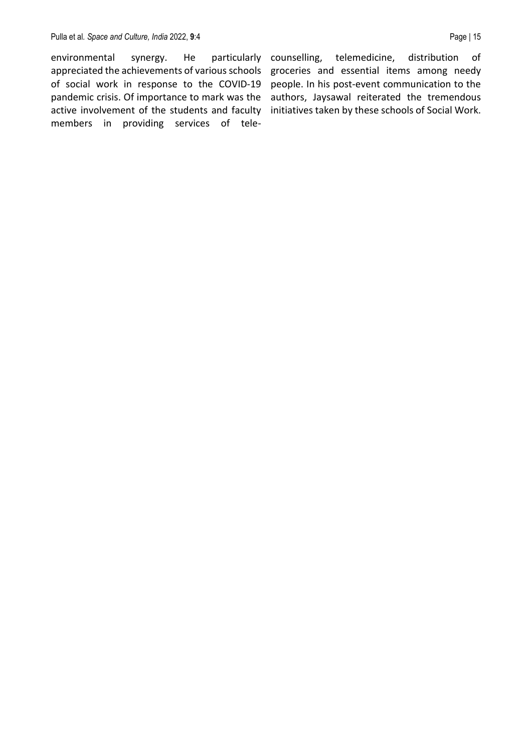environmental synergy. He particularly appreciated the achievements of various schools of social work in response to the COVID-19 pandemic crisis. Of importance to mark was the active involvement of the students and faculty members in providing services of tele-counselling, telemedicine, distribution of groceries and essential items among needy people. In his post-event communication to the authors, Jaysawal reiterated the tremendous initiatives taken by these schools of Social Work.